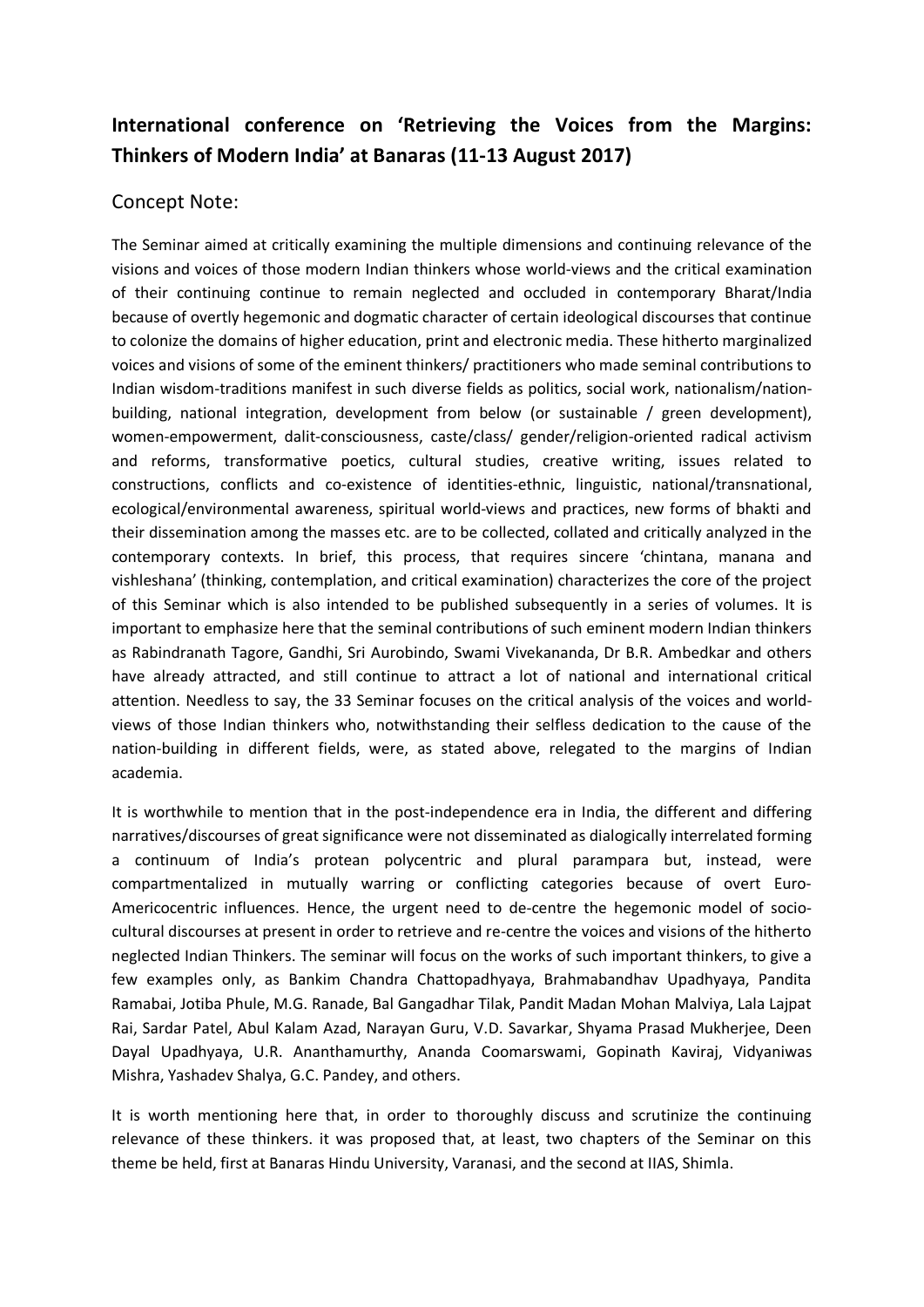## International conference on 'Retrieving the Voices from the Margins: Thinkers of Modern India' at Banaras (11-13 August 2017)

### Concept Note:

The Seminar aimed at critically examining the multiple dimensions and continuing relevance of the visions and voices of those modern Indian thinkers whose world-views and the critical examination of their continuing continue to remain neglected and occluded in contemporary Bharat/India because of overtly hegemonic and dogmatic character of certain ideological discourses that continue to colonize the domains of higher education, print and electronic media. These hitherto marginalized voices and visions of some of the eminent thinkers/ practitioners who made seminal contributions to Indian wisdom-traditions manifest in such diverse fields as politics, social work, nationalism/nation-building, national integration, development from below (or sustainable / green development), women-empowerment, dalit-consciousness, caste/class/ gender/religion-oriented radical activism and reforms, transformative poetics, cultural studies, creative writing, issues related to constructions, conflicts and co-existence of identities-ethnic, linguistic, national/transnational, ecological/environmental awareness, spiritual world-views and practices, new forms of bhakti and their dissemination among the masses etc. are to be collected, collated and critically analyzed in the contemporary contexts. In brief, this process, that requires sincere 'chintana, manana and vishleshana' (thinking, contemplation, and critical examination) characterizes the core of the project of this Seminar which is also intended to be published subsequently in a series of volumes. It is important to emphasize here that the seminal contributions of such eminent modern Indian thinkers as Rabindranath Tagore, Gandhi, Sri Aurobindo, Swami Vivekananda, Dr B.R. Ambedkar and others have already attracted, and still continue to attract a lot of national and international critical attention. Needless to say, the 33 Seminar focuses on the critical analysis of the voices and world-views of those Indian thinkers who, notwithstanding their selfless dedication to the cause of the nation-building in different fields, were, as stated above, relegated to the margins of Indian academia.

It is worthwhile to mention that in the post-independence era in India, the different and differing narratives/discourses of great significance were not disseminated as dialogically interrelated forming a continuum of India's protean polycentric and plural parampara but, instead, were compartmentalized in mutually warring or conflicting categories because of overt Euro-Americocentric influences. Hence, the urgent need to de-centre the hegemonic model of socio-cultural discourses at present in order to retrieve and re-centre the voices and visions of the hitherto neglected Indian Thinkers. The seminar will focus on the works of such important thinkers, to give a few examples only, as Bankim Chandra Chattopadhyaya, Brahmabandhav Upadhyaya, Pandita Ramabai, Jotiba Phule, M.G. Ranade, Bal Gangadhar Tilak, Pandit Madan Mohan Malviya, Lala Lajpat Rai, Sardar Patel, Abul Kalam Azad, Narayan Guru, V.D. Savarkar, Shyama Prasad Mukherjee, Deen Dayal Upadhyaya, U.R. Ananthamurthy, Ananda Coomarswami, Gopinath Kaviraj, Vidyaniwas Mishra, Yashadev Shalya, G.C. Pandey, and others.

It is worth mentioning here that, in order to thoroughly discuss and scrutinize the continuing relevance of these thinkers. it was proposed that, at least, two chapters of the Seminar on this theme be held, first at Banaras Hindu University, Varanasi, and the second at IIAS, Shimla.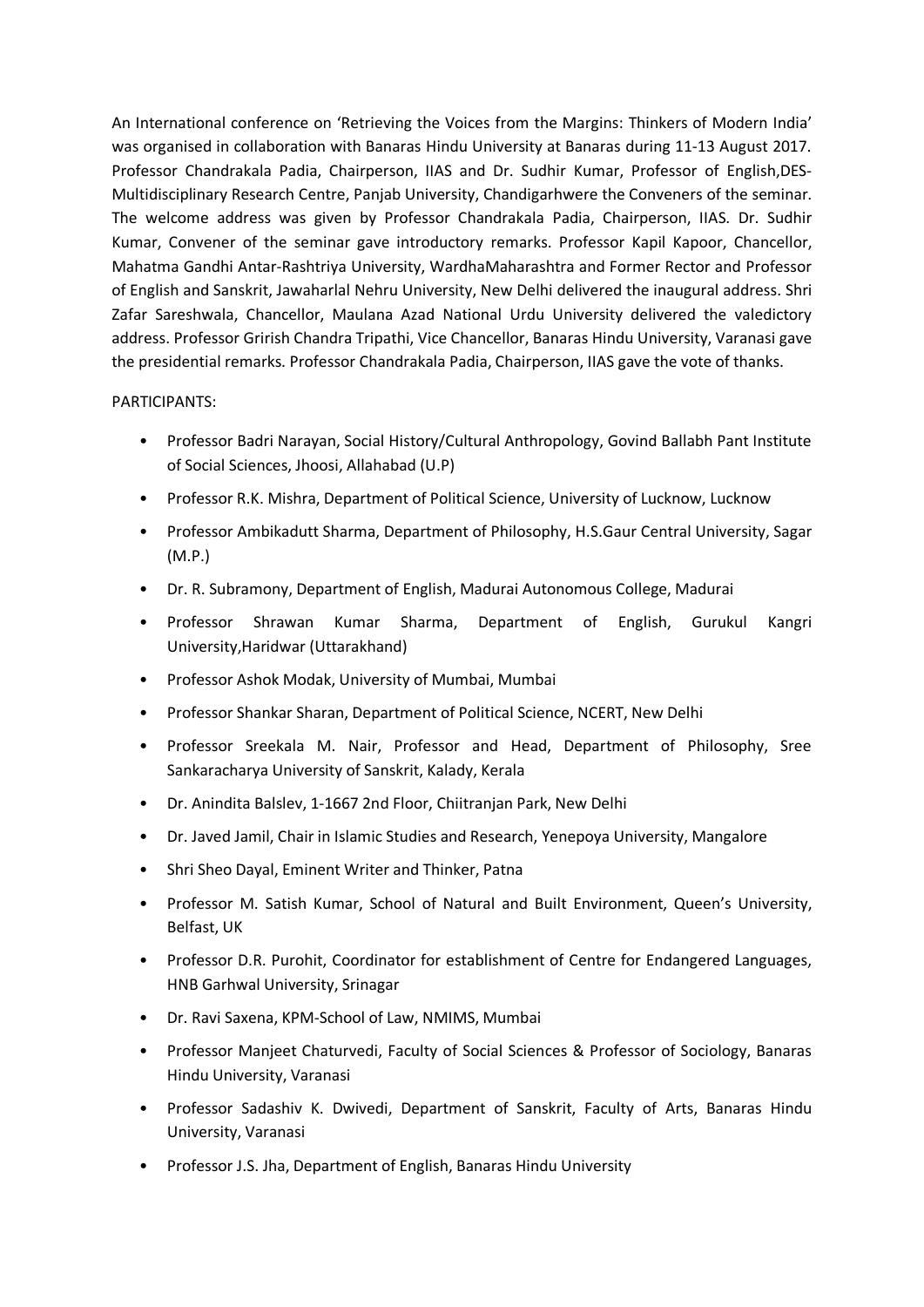An International conference on 'Retrieving the Voices from the Margins: Thinkers of Modern India' was organised in collaboration with Banaras Hindu University at Banaras during 11-13 August 2017. Professor Chandrakala Padia, Chairperson, IIAS and Dr. Sudhir Kumar, Professor of English,DES-Multidisciplinary Research Centre, Panjab University, Chandigarhwere the Conveners of the seminar. The welcome address was given by Professor Chandrakala Padia, Chairperson, IIAS. Dr. Sudhir Kumar, Convener of the seminar gave introductory remarks. Professor Kapil Kapoor, Chancellor, Mahatma Gandhi Antar-Rashtriya University, WardhaMaharashtra and Former Rector and Professor of English and Sanskrit, Jawaharlal Nehru University, New Delhi delivered the inaugural address. Shri Zafar Sareshwala, Chancellor, Maulana Azad National Urdu University delivered the valedictory address. Professor Grirish Chandra Tripathi, Vice Chancellor, Banaras Hindu University, Varanasi gave the presidential remarks. Professor Chandrakala Padia, Chairperson, IIAS gave the vote of thanks.

PARTICIPANTS:

- Professor Badri Narayan, Social History/Cultural Anthropology, Govind Ballabh Pant Institute of Social Sciences, Jhoosi, Allahabad (U.P)
- Professor R.K. Mishra, Department of Political Science, University of Lucknow, Lucknow
- Professor Ambikadutt Sharma, Department of Philosophy, H.S.Gaur Central University, Sagar (M.P.)
- Dr. R. Subramony, Department of English, Madurai Autonomous College, Madurai
- Professor Shrawan Kumar Sharma, Department of English, Gurukul Kangri University,Haridwar (Uttarakhand)
- Professor Ashok Modak, University of Mumbai, Mumbai
- Professor Shankar Sharan, Department of Political Science, NCERT, New Delhi
- Professor Sreekala M. Nair, Professor and Head, Department of Philosophy, Sree Sankaracharya University of Sanskrit, Kalady, Kerala
- Dr. Anindita Balslev, 1-1667 2nd Floor, Chiitranjan Park, New Delhi
- Dr. Javed Jamil, Chair in Islamic Studies and Research, Yenepoya University, Mangalore
- Shri Sheo Dayal, Eminent Writer and Thinker, Patna
- Professor M. Satish Kumar, School of Natural and Built Environment, Queen's University, Belfast, UK
- Professor D.R. Purohit, Coordinator for establishment of Centre for Endangered Languages, HNB Garhwal University, Srinagar
- Dr. Ravi Saxena, KPM-School of Law, NMIMS, Mumbai
- Professor Manjeet Chaturvedi, Faculty of Social Sciences & Professor of Sociology, Banaras Hindu University, Varanasi
- Professor Sadashiv K. Dwivedi, Department of Sanskrit, Faculty of Arts, Banaras Hindu University, Varanasi
- Professor J.S. Jha, Department of English, Banaras Hindu University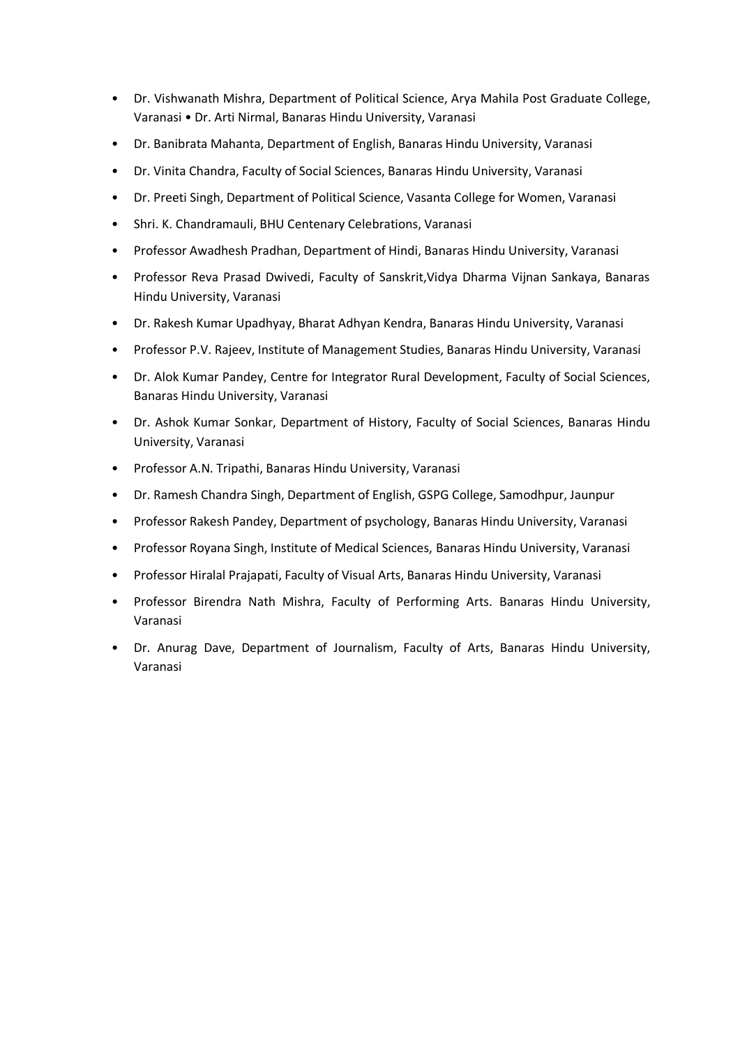- Dr. Vishwanath Mishra, Department of Political Science, Arya Mahila Post Graduate College, Varanasi • Dr. Arti Nirmal, Banaras Hindu University, Varanasi
- Dr. Banibrata Mahanta, Department of English, Banaras Hindu University, Varanasi
- Dr. Vinita Chandra, Faculty of Social Sciences, Banaras Hindu University, Varanasi
- Dr. Preeti Singh, Department of Political Science, Vasanta College for Women, Varanasi
- Shri. K. Chandramauli, BHU Centenary Celebrations, Varanasi
- Professor Awadhesh Pradhan, Department of Hindi, Banaras Hindu University, Varanasi
- Professor Reva Prasad Dwivedi, Faculty of Sanskrit,Vidya Dharma Vijnan Sankaya, Banaras Hindu University, Varanasi
- Dr. Rakesh Kumar Upadhyay, Bharat Adhyan Kendra, Banaras Hindu University, Varanasi
- Professor P.V. Rajeev, Institute of Management Studies, Banaras Hindu University, Varanasi
- Dr. Alok Kumar Pandey, Centre for Integrator Rural Development, Faculty of Social Sciences, Banaras Hindu University, Varanasi
- Dr. Ashok Kumar Sonkar, Department of History, Faculty of Social Sciences, Banaras Hindu University, Varanasi
- Professor A.N. Tripathi, Banaras Hindu University, Varanasi
- Dr. Ramesh Chandra Singh, Department of English, GSPG College, Samodhpur, Jaunpur
- Professor Rakesh Pandey, Department of psychology, Banaras Hindu University, Varanasi
- Professor Royana Singh, Institute of Medical Sciences, Banaras Hindu University, Varanasi
- Professor Hiralal Prajapati, Faculty of Visual Arts, Banaras Hindu University, Varanasi
- Professor Birendra Nath Mishra, Faculty of Performing Arts. Banaras Hindu University, Varanasi
- Dr. Anurag Dave, Department of Journalism, Faculty of Arts, Banaras Hindu University, Varanasi